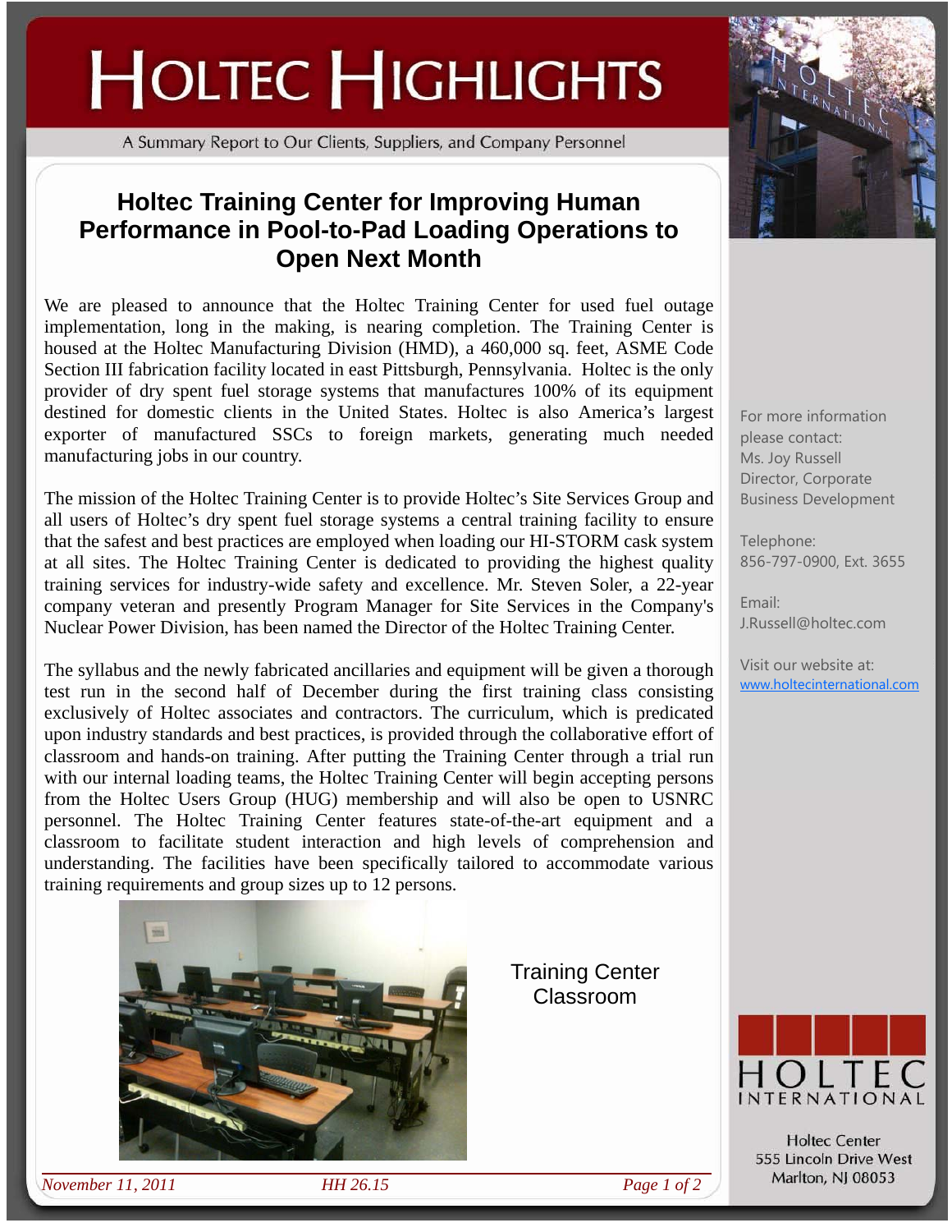# HOLTEC HIGHLIGHTS

A Summary Report to Our Clients, Suppliers, and Company Personnel

## Holtec Training Center for Improving Human Performance in Pool-to-Pad Loading Operations to Open Next Month

We are pleased to announce that the Holtec Training Center for used fuel outage implementation, long in the making, is nearing completion. The Training Center is housed at the Holtec Manufacturing Division (HMD), a 460,000 sq. feet, ASME Code Section III fabrication facility located in east Pittsburgh, Pennsylvania. Holtec is the only provider of dry spent fuel storage systems that manufactures 100% of its equipment destined for domestic clients in the United States. Holtec is also America's largest exporter of manufactured SSCs to foreign markets, generating much needed manufacturing jobs in our country.

The mission of the Holtec Training Center is to provide Holtec's Site Services Group and all users of Holtec's dry spent fuel storage systems a central training facility to ensure that the safest and best practices are employed when loading our HI-STORM cask system at all sites. The Holtec Training Center is dedicated to providing the highest quality training services for industry-wide safety and excellence. Mr. Steven Soler, a 22-year company veteran and presently Program Manager for Site Services in the Company's Nuclear Power Division, has been named the Director of the Holtec Training Center.

The syllabus and the newly fabricated ancillaries and equipment will be given a thorough test run in the second half of December during the first training class consisting exclusively of Holtec associates and contractors. The curriculum, which is predicated upon industry standards and best practices, is provided through the collaborative effort of classroom and hands-on training. After putting the Training Center through a trial run with our internal loading teams, the Holtec Training Center will begin accepting persons from the Holtec Users Group (HUG) membership and will also be open to USNRC personnel. The Holtec Training Center features state-of-the-art equipment and a classroom to facilitate student interaction and high levels of comprehension and understanding. The facilities have been specifically tailored to accommodate various training requirements and group sizes up to 12 persons.

Training Center Classroom

For more information please contact:
Ms. Joy Russell
Director, Corporate Business Development

Telephone:
856-797-0900, Ext. 3655

Email:
J.Russell@holtec.com

Visit our website at:
www.holtecinternational.com

HOLTEC INTERNATIONAL

Holtec Center
555 Lincoln Drive West
Marlton, NJ 08053

*November 11, 2011* *HH 26.15*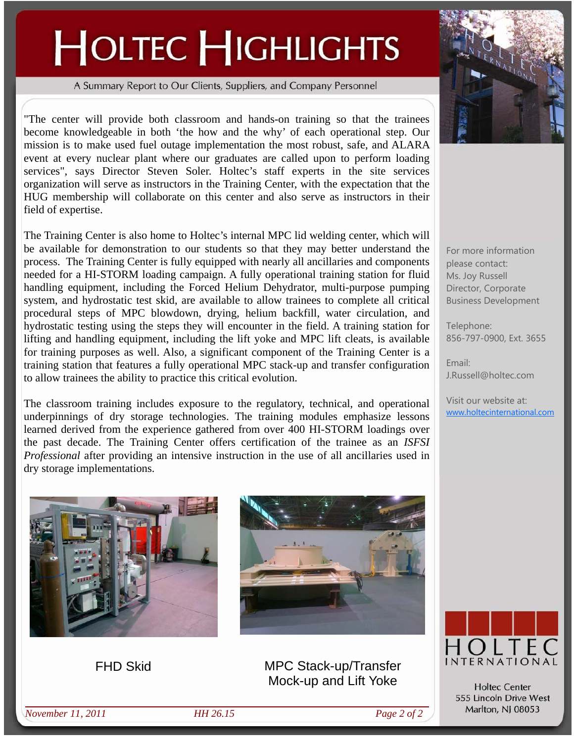# HOLTEC HIGHLIGHTS

A Summary Report to Our Clients, Suppliers, and Company Personnel

"The center will provide both classroom and hands-on training so that the trainees become knowledgeable in both 'the how and the why' of each operational step. Our mission is to make used fuel outage implementation the most robust, safe, and ALARA event at every nuclear plant where our graduates are called upon to perform loading services", says Director Steven Soler. Holtec's staff experts in the site services organization will serve as instructors in the Training Center, with the expectation that the HUG membership will collaborate on this center and also serve as instructors in their field of expertise.

The Training Center is also home to Holtec's internal MPC lid welding center, which will be available for demonstration to our students so that they may better understand the process. The Training Center is fully equipped with nearly all ancillaries and components needed for a HI-STORM loading campaign. A fully operational training station for fluid handling equipment, including the Forced Helium Dehydrator, multi-purpose pumping system, and hydrostatic test skid, are available to allow trainees to complete all critical procedural steps of MPC blowdown, drying, helium backfill, water circulation, and hydrostatic testing using the steps they will encounter in the field. A training station for lifting and handling equipment, including the lift yoke and MPC lift cleats, is available for training purposes as well. Also, a significant component of the Training Center is a training station that features a fully operational MPC stack-up and transfer configuration to allow trainees the ability to practice this critical evolution.

The classroom training includes exposure to the regulatory, technical, and operational underpinnings of dry storage technologies. The training modules emphasize lessons learned derived from the experience gathered from over 400 HI-STORM loadings over the past decade. The Training Center offers certification of the trainee as an *ISFSI Professional* after providing an intensive instruction in the use of all ancillaries used in dry storage implementations.

FHD Skid

MPC Stack-up/Transfer Mock-up and Lift Yoke

For more information please contact:
Ms. Joy Russell
Director, Corporate Business Development

Telephone:
856-797-0900, Ext. 3655

Email:
J.Russell@holtec.com

Visit our website at:
www.holtecinternational.com

HOLTEC INTERNATIONAL

Holtec Center
555 Lincoln Drive West
Marlton, NJ 08053

*November 11, 2011* — *HH 26.15*